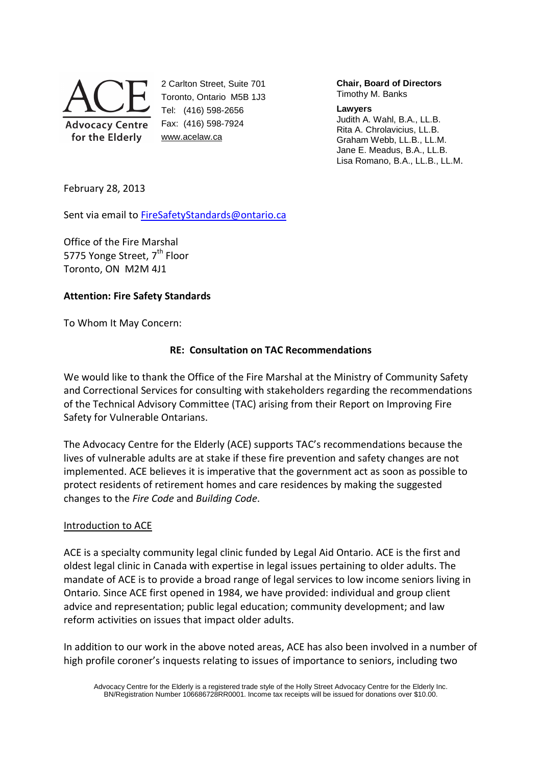ACE
Advocacy Centre for the Elderly

2 Carlton Street, Suite 701
Toronto, Ontario M5B 1J3
Tel: (416) 598-2656
Fax: (416) 598-7924
www.acelaw.ca

**Chair, Board of Directors**
Timothy M. Banks

**Lawyers**
Judith A. Wahl, B.A., LL.B.
Rita A. Chrolavicius, LL.B.
Graham Webb, LL.B., LL.M.
Jane E. Meadus, B.A., LL.B.
Lisa Romano, B.A., LL.B., LL.M.

February 28, 2013

Sent via email to FireSafetyStandards@ontario.ca

Office of the Fire Marshal
5775 Yonge Street, 7th Floor
Toronto, ON M2M 4J1

**Attention: Fire Safety Standards**

To Whom It May Concern:

**RE: Consultation on TAC Recommendations**

We would like to thank the Office of the Fire Marshal at the Ministry of Community Safety and Correctional Services for consulting with stakeholders regarding the recommendations of the Technical Advisory Committee (TAC) arising from their Report on Improving Fire Safety for Vulnerable Ontarians.

The Advocacy Centre for the Elderly (ACE) supports TAC's recommendations because the lives of vulnerable adults are at stake if these fire prevention and safety changes are not implemented. ACE believes it is imperative that the government act as soon as possible to protect residents of retirement homes and care residences by making the suggested changes to the *Fire Code* and *Building Code*.

Introduction to ACE

ACE is a specialty community legal clinic funded by Legal Aid Ontario. ACE is the first and oldest legal clinic in Canada with expertise in legal issues pertaining to older adults. The mandate of ACE is to provide a broad range of legal services to low income seniors living in Ontario. Since ACE first opened in 1984, we have provided: individual and group client advice and representation; public legal education; community development; and law reform activities on issues that impact older adults.

In addition to our work in the above noted areas, ACE has also been involved in a number of high profile coroner's inquests relating to issues of importance to seniors, including two

Advocacy Centre for the Elderly is a registered trade style of the Holly Street Advocacy Centre for the Elderly Inc. BN/Registration Number 106686728RR0001. Income tax receipts will be issued for donations over $10.00.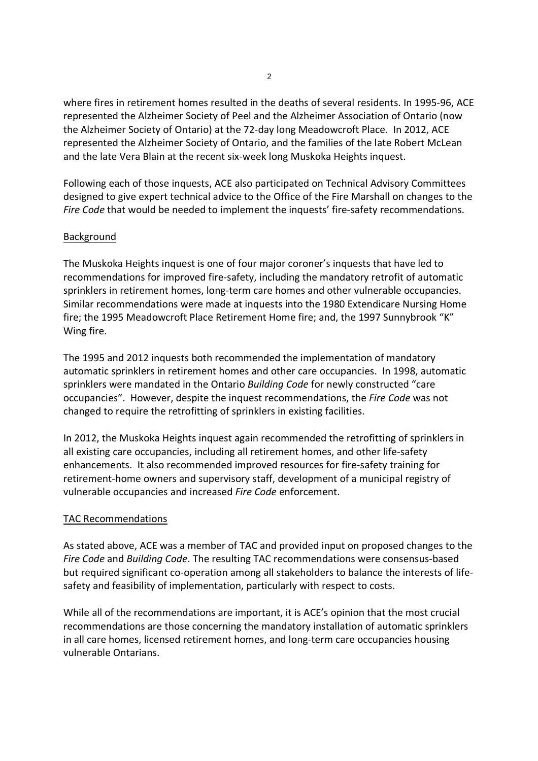where fires in retirement homes resulted in the deaths of several residents. In 1995-96, ACE represented the Alzheimer Society of Peel and the Alzheimer Association of Ontario (now the Alzheimer Society of Ontario) at the 72-day long Meadowcroft Place. In 2012, ACE represented the Alzheimer Society of Ontario, and the families of the late Robert McLean and the late Vera Blain at the recent six-week long Muskoka Heights inquest.

Following each of those inquests, ACE also participated on Technical Advisory Committees designed to give expert technical advice to the Office of the Fire Marshall on changes to the *Fire Code* that would be needed to implement the inquests' fire-safety recommendations.

## Background

The Muskoka Heights inquest is one of four major coroner's inquests that have led to recommendations for improved fire-safety, including the mandatory retrofit of automatic sprinklers in retirement homes, long-term care homes and other vulnerable occupancies. Similar recommendations were made at inquests into the 1980 Extendicare Nursing Home fire; the 1995 Meadowcroft Place Retirement Home fire; and, the 1997 Sunnybrook "K" Wing fire.

The 1995 and 2012 inquests both recommended the implementation of mandatory automatic sprinklers in retirement homes and other care occupancies. In 1998, automatic sprinklers were mandated in the Ontario *Building Code* for newly constructed "care occupancies". However, despite the inquest recommendations, the *Fire Code* was not changed to require the retrofitting of sprinklers in existing facilities.

In 2012, the Muskoka Heights inquest again recommended the retrofitting of sprinklers in all existing care occupancies, including all retirement homes, and other life-safety enhancements. It also recommended improved resources for fire-safety training for retirement-home owners and supervisory staff, development of a municipal registry of vulnerable occupancies and increased *Fire Code* enforcement.

## TAC Recommendations

As stated above, ACE was a member of TAC and provided input on proposed changes to the *Fire Code* and *Building Code*. The resulting TAC recommendations were consensus-based but required significant co-operation among all stakeholders to balance the interests of life-safety and feasibility of implementation, particularly with respect to costs.

While all of the recommendations are important, it is ACE's opinion that the most crucial recommendations are those concerning the mandatory installation of automatic sprinklers in all care homes, licensed retirement homes, and long-term care occupancies housing vulnerable Ontarians.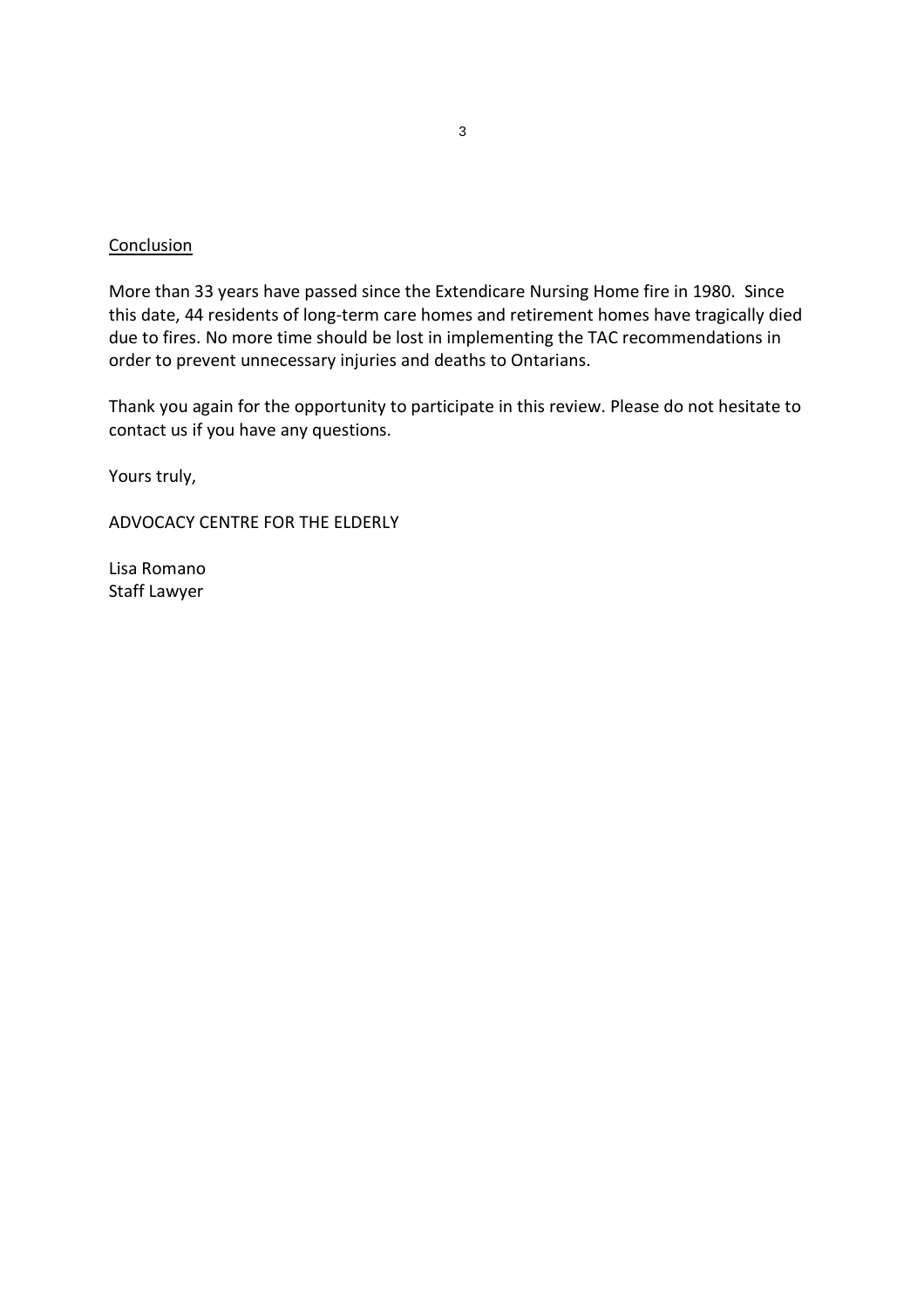<u>Conclusion</u>

More than 33 years have passed since the Extendicare Nursing Home fire in 1980. Since this date, 44 residents of long-term care homes and retirement homes have tragically died due to fires. No more time should be lost in implementing the TAC recommendations in order to prevent unnecessary injuries and deaths to Ontarians.

Thank you again for the opportunity to participate in this review. Please do not hesitate to contact us if you have any questions.

Yours truly,

ADVOCACY CENTRE FOR THE ELDERLY

Lisa Romano
Staff Lawyer